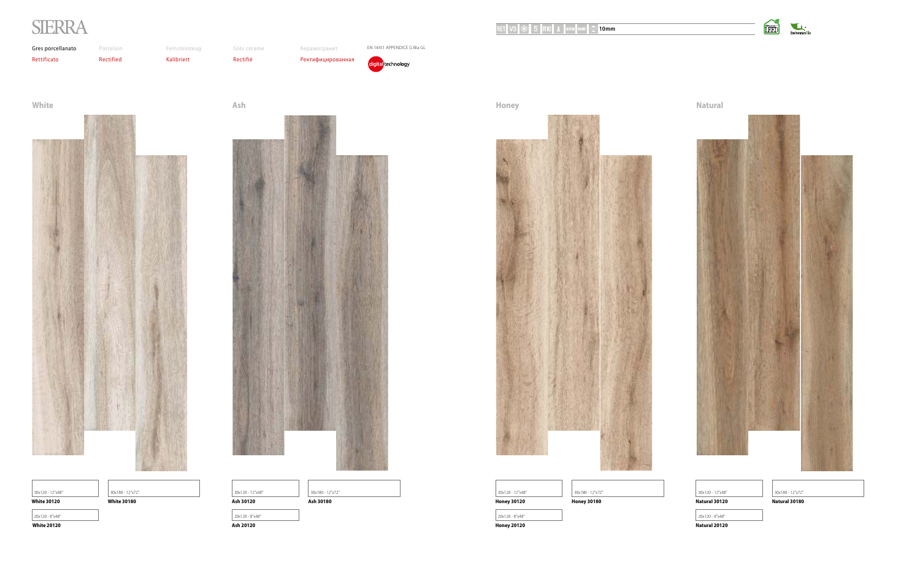# SIERRA

| Gres porcellanato | Porcelain | Feinsteinzeug | Grès cérame | Керамогранит |
|---|---|---|---|---|
| Rettificato | Rectified | Kalibriert | Rectifié | Ректифицированная |

EN 14411 APPENDICE G BIa GL

digital technology

RET V3 5 R10 A 10mm

LEED

## White

30x120 - 12"x48"
**White 30120**

30x180 - 12"x72"
**White 30180**

20x120 - 8"x48"
**White 20120**

## Ash

30x120 - 12"x48"
**Ash 30120**

30x180 - 12"x72"
**Ash 30180**

20x120 - 8"x48"
**Ash 20120**

## Honey

30x120 - 12"x48"
**Honey 30120**

30x180 - 12"x72"
**Honey 30180**

20x120 - 8"x48"
**Honey 20120**

## Natural

30x120 - 12"x48"
**Natural 30120**

30x180 - 12"x72"
**Natural 30180**

20x120 - 8"x48"
**Natural 20120**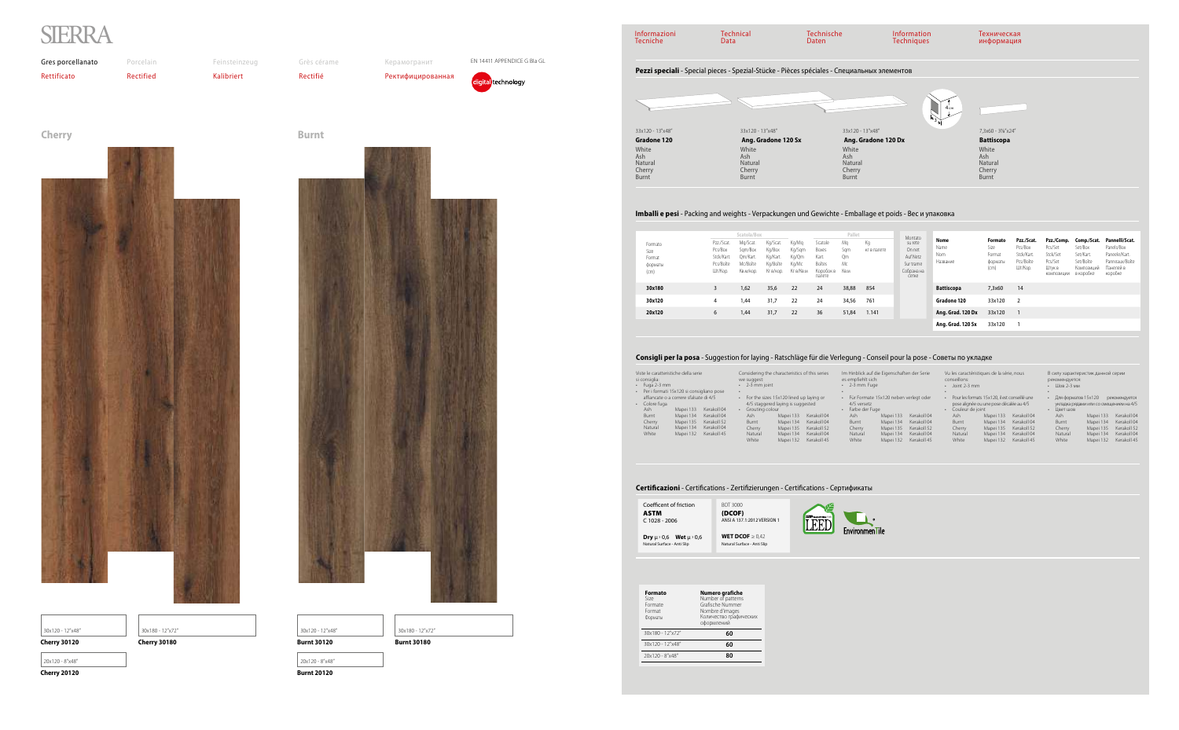# SIERRA

| Gres porcellanato | Porcelain | Feinsteinzeug | Grès cérame | Керамогранит | EN 14411 APPENDICE G BIa GL |
|---|---|---|---|---|---|
| Rettificato | Rectified | Kalibriert | Rectifié | Ректифицированная | digital technology |

## Cherry

30x120 - 12"x48"
**Cherry 30120**

30x180 - 12"x72"
**Cherry 30180**

20x120 - 8"x48"
**Cherry 20120**

## Burnt

30x120 - 12"x48"
**Burnt 30120**

30x180 - 12"x72"
**Burnt 30180**

20x120 - 8"x48"
**Burnt 20120**

---

Informazioni Tecniche | Technical Data | Technische Daten | Information Techniques | Техническая информация

### Pezzi speciali - Special pieces - Spezial-Stücke - Pièces spéciales - Специальных элементов

33x120 - 13"x48"
**Gradone 120**
White
Ash
Natural
Cherry
Burnt

33x120 - 13"x48"
**Ang. Gradone 120 Sx**
White
Ash
Natural
Cherry
Burnt

33x120 - 13"x48"
**Ang. Gradone 120 Dx**
White
Ash
Natural
Cherry
Burnt

4 cm

7,3x60 - 3⅞"x24"
**Battiscopa**
White
Ash
Natural
Cherry
Burnt

### Imballi e pesi - Packing and weights - Verpackungen und Gewichte - Emballage et poids - Вес и упаковка

| Formato / Size / Format / Format / форматы (cm) | Scatola/Box | | | | Pallet | | | | Montato su rete / On net / Auf Netz / Sur trame / Собрана на сетке |
|---|---|---|---|---|---|---|---|---|---|
| | Pzz/Scat. / Pcs/Box / Stck/Kart. / Pcs/Boîte / Шт/Кор. | Mq/Scat. / Sqm/Box / Qm/Kart. / Mc/Boîte / Кв.м/кор. | Kg/Scat. / Kg/Box / Kg/Kart. / Kg/Boîte / Кг в/кор. | Kg/Mq / Kg/Sqm / Kg/Qm / Kg/Mc / Кг в/Кв.м | Scatole / Boxes / Kart. / Boîtes / Коробок в палете | Mq / Sqm / Qm / Mc / Кв.м | Kg / Кг в палете | | |
| **30x180** | 3 | 1,62 | 35,6 | 22 | 24 | 38,88 | 854 | | |
| **30x120** | 4 | 1,44 | 31,7 | 22 | 24 | 34,56 | 761 | | |
| **20x120** | 6 | 1,44 | 31,7 | 22 | 36 | 51,84 | 1.141 | | |

| Nome / Name / Nom / Название | Formato / Size / Format / форматы (cm) | Pzz./Scat. / Pcs/Box / Stck/Kart. / Pcs/Boîte / Шт/Кор. | Pzz./Comp. / Pcs/Set / Stck/Set / Pcs/Set / Штук в композиции | Comp./Scat. / Set/Box / Set/Kart. / Set/Boîte / Композиций в коробке | Pannelli/Scat. / Panels/Box / Paneele/Kart. / Panneaux/Boîte / Панелей в коробке |
|---|---|---|---|---|---|
| **Battiscopa** | 7,3x60 | 14 | | | |
| **Gradone 120** | 33x120 | 2 | | | |
| **Ang. Grad. 120 Dx** | 33x120 | 1 | | | |
| **Ang. Grad. 120 Sx** | 33x120 | 1 | | | |

### Consigli per la posa - Suggestion for laying - Ratschläge für die Verlegung - Conseil pour la pose - Советы по укладке

Viste le caratteristiche della serie si consiglia:
- Fuga 2-3 mm
- Per i formati 15x120 si consigliano pose affiancate o a correre sfalsate di 4/5
- Colore fuga

| | | |
|---|---|---|
| Ash | Mapei 133 | Kerakoll 04 |
| Burnt | Mapei 134 | Kerakoll 04 |
| Cherry | Mapei 135 | Kerakoll 52 |
| Natural | Mapei 134 | Kerakoll 04 |
| White | Mapei 132 | Kerakoll 45 |

Considering the characteristics of this series we suggest:
- 2-3 mm joint
- For the sizes 15x120 lined up laying or 4/5 staggered laying is suggested
- Grouting colour

| | | |
|---|---|---|
| Ash | Mapei 133 | Kerakoll 04 |
| Burnt | Mapei 134 | Kerakoll 04 |
| Cherry | Mapei 135 | Kerakoll 52 |
| Natural | Mapei 134 | Kerakoll 04 |
| White | Mapei 132 | Kerakoll 45 |

Im Hinblick auf die Eigenschaften der Serie es empfiehlt sich:
- 2-3 mm Fuge
- Für Formate 15x120 neben verlegt oder 4/5 versetz
- Farbe der Fuge

| | | |
|---|---|---|
| Ash | Mapei 133 | Kerakoll 04 |
| Burnt | Mapei 134 | Kerakoll 04 |
| Cherry | Mapei 135 | Kerakoll 52 |
| Natural | Mapei 134 | Kerakoll 04 |
| White | Mapei 132 | Kerakoll 45 |

Vu les caractéristiques de la série, nous conseillons:
- Joint 2-3 mm
- Pour les formats 15x120, il est conseillé une pose alignée ou une pose décalée au 4/5
- Couleur de joint

| | | |
|---|---|---|
| Ash | Mapei 133 | Kerakoll 04 |
| Burnt | Mapei 134 | Kerakoll 04 |
| Cherry | Mapei 135 | Kerakoll 52 |
| Natural | Mapei 134 | Kerakoll 04 |
| White | Mapei 132 | Kerakoll 45 |

В силу характеристик данной серии рекомендуется:
- Шов 2-3 мм
- Для форматов 15x120 рекомендуется укладка рядами или со смещением на 4/5
- Цвет швов

| | | |
|---|---|---|
| Ash | Mapei 133 | Kerakoll 04 |
| Burnt | Mapei 134 | Kerakoll 04 |
| Cherry | Mapei 135 | Kerakoll 52 |
| Natural | Mapei 134 | Kerakoll 04 |
| White | Mapei 132 | Kerakoll 45 |

### Certificazioni - Certifications - Zertifizierungen - Certifications - Сертификаты

Coefficent of friction
**ASTM**
C 1028 - 2006

**Dry** μ › 0,6 **Wet** μ › 0,6
Natural Surface - Anti Slip

BOT 3000
**(DCOF)**
ANSI A 137.1:2012 VERSION 1

**WET DCOF** ≥ 0,42
Natural Surface - Anti Slip

LEED
EnvironmenTile

| Formato / Size / Formate / Format / Форматы | Numero grafiche / Number of patterns / Grafische Nummer / Nombre d'images / Количество графических оформлений |
|---|---|
| 30x180 - 12"x72" | **60** |
| 30x120 - 12"x48" | **60** |
| 20x120 - 8"x48" | **80** |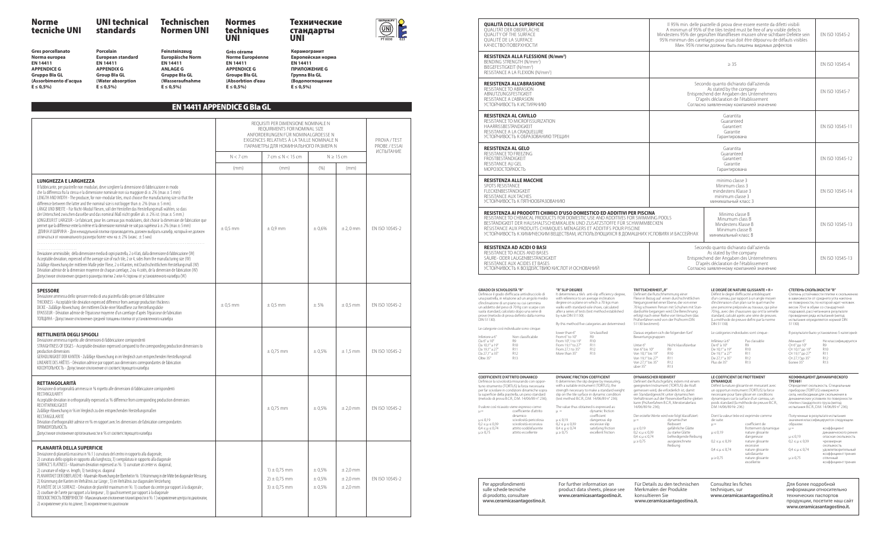# Norme tecniche UNI | UNI technical standards | Technischen Normen UNI | Normes techniques UNI | Технические стандарты UNI

**Gres porcellanato**
**Norma europea**
**EN 14411**
**APPENDICE G**
**Gruppo BIa GL**
**(Assorbimento d'acqua E ≤ 0,5%)**

**Porcelain**
**European standard**
**EN 14411**
**APPENDIX G**
**Group BIa GL**
**(Water absorption E ≤ 0,5%)**

**Feinsteinzeug**
**Europäische Norm**
**EN 14411**
**ANLAGE G**
**Gruppe BIa GL**
**(Wasseraufnahme E ≤ 0,5%)**

**Grès cérame**
**Norme Européenne**
**EN 14411**
**APPENDICE G**
**Groupe BIa GL**
**(Absorbtion d'eau E ≤ 0,5%)**

**Керамогранит**
**Европейская норма**
**EN 14411**
**ПРИЛОЖЕНИЕ G**
**Группа BIa GL**
**(Водопоглощение E ≤ 0,5%)**

## EN 14411 APPENDICE G BIa GL

| | REQUISITI PER DIMENSIONE NOMINALE N / REQUIREMENTS FOR NOMINAL SIZE / ANFORDERUNGEN FÜR NOMINALGROESSE N / EXIGENCES RELATIVES À LA TAILLE NOMINALE N / ПАРАМЕТРЫ ДЛЯ НОМИНАЛЬНОГО РАЗМЕРА N | | | | PROVA / TEST / PROBE / ESSAI / ИСПЫТАНИЕ |
|---|---|---|---|---|---|
| | N < 7 cm | 7 cm ≤ N < 15 cm | N ≥ 15 cm | | |
| | (mm) | (mm) | (%) | (mm) | |
| **LUNGHEZZA E LARGHEZZA**<br>Il fabbricante, per piastrelle non modulari, deve scegliere la dimensione di fabbricazione in modo che la differenza fra la stessa e la dimensione nominale non sia maggiore di ± 2% (max ± 5 mm)<br>LENGTH AND WIDTH – The producer, for non-modular tiles, must choose the manufacturing size so that the difference between the latter and the nominal size is not bigger than ± 2% (max ± 5 mm)<br>LÄNGE UND BREITE – Für Nicht-Modul Fliesen, soll der Hersteller das Herstellungsmaß wählen, so dass der Unterschied zwischen dasselbe und das nominal Maß nicht größer als ± 2% ist (max ± 5 mm)<br>LONGUEUR ET LARGEUR – Le fabricant, pour les carreaux pas modulaires, doit choisir la dimension de fabrication que permet que la différence entre la même et la dimension nominale ne soit pas supérieur à ± 2% (max ± 5 mm)<br>ДЛИНА И ШИРИНА – Для немодульной плитки производитель должен выбрать калибр, который не должен отличаться от номинального размера более чем на ± 2% (макс. ± 5 мм)<br><br>Deviazione ammissibile, della dimensione media di ogni piastrella, 2 o 4 lati, dalla dimensione di fabbricazione (W)<br>Acceptable deviation, expressed of the average size of each tile, 2 or 4, sides from the manufacturing size (W)<br>Zulässige Abweichung der mittleren Maße jeder Fliese, 2 o 4 Kanten, mit Durchschnittlichem Herstellungsmaß (W)<br>Déviation admise de la dimension moyenne de chaque carrelage, 2 ou 4 cotés, de la dimension de fabrication (W)<br>Допустимое отклонение среднего размера плитки 2 или 4 стороны от установленного калибра (W) | ± 0,5 mm | ± 0,9 mm | ± 0,6% | ± 2,0 mm | EN ISO 10545-2 |
| **SPESSORE**<br>Deviazione ammessa dello spessore medio di una piastrella dallo spessore di fabbricazione<br>THICKNESS – Acceptable tile deviation expressed difference from average production thickness<br>DICKE – Zulässige Abweichung der mittleren Dicke einer Wandfliese zur Herstellungsdicke<br>ÉPAISSEUR – Déviation admise de l'épaisseur moyenne d'un carrelage d'après l'épaisseur de fabrication<br>ТОЛЩИНА – Допустимое отклонение средней толщины плитки от установленного калибра | ± 0,5 mm | ± 0,5 mm | ± 5% | ± 0,5 mm | EN ISO 10545-2 |
| **RETTILINEITÀ DEGLI SPIGOLI**<br>Deviazione ammessa rispetto alle dimensioni di fabbricazione corrispondenti<br>STRAIGHTNESS OF EDGES – Acceptable deviation expressed compared to the corresponding production dimensions to production dimensions<br>GERADLINIGKEIT DER KANTEN – Zulässige Abweichung in im Vergleich zum entsprechenden Herstellungsmaß<br>LINEARITÉ DES ARÊTES – Déviation admise par rapport aux dimensions correspondantes de fabrication<br>КОСОУГОЛЬНОСТЬ – Допустимое отклонение от соответствующего калибра | | ± 0,75 mm | ± 0,5% | ± 1,5 mm | EN ISO 10545-2 |
| **RETTANGOLARITÀ**<br>Deviazione di ortogonalità ammessa in % rispetto alle dimensioni di fabbricazione corrispondenti<br>RECTANGULARITY<br>Acceptable deviation in orthogonality expressed as % difference from corresponding production dimensions<br>RECHTWINKLIGKEIT<br>Zulässige Abweichung in % im Vergleich zu den entsprechenden Herstellungsmaßen<br>RECTANGULARITÉ<br>Déviation d'orthogonalité admise en % en rapport avec les dimensions de fabrication correspondantes<br>ПРЯМОУГОЛЬНОСТЬ<br>Допустимое отклонение ортогональности в % от соответствующего калибра | | ± 0,75 mm | ± 0,5% | ± 2,0 mm | EN ISO 10545-2 |
| **PLANARITÀ DELLA SUPERFICIE**<br>Deviazione di planarità massima in %: 1) curvatura del centro in rapporto alla diagonale; 2) curvatura dello spigolo in rapporto alla lunghezza; 3) svergolatura in rapporto alla diagonale<br>SURFACE'S FLATNESS – Maximum deviation expressed as %: 1) curvature at center vs. diagonal; 2) curvature of edge vs. length; 3) twisting vs. diagonal<br>PLANARITAET DER OBERFLÄECHE – Maximale Abweichung der Ebenheit in %: 1) Krümmung in der Mitte bei diagonaler Messung; 2) Krümmung der Kanten im Verhältnis zur Länge; 3) im Verhältnis zur diagonaler Verziehung<br>PLANÉITÉ DE LA SURFACE – Déviation de planéité maximum en %: 1) courbure du centre par rapport à la diagonale ; 2) courbure de l'arrête par rapport à la longueur ; 3) gauchissement par rapport à la diagonale<br>ПЛОСКОСТНОСТЬ ПОВЕРХНОСТИ – Максимальное отклонение плоскостности в %: 1) искривление центра по диагонали; 2) искривление угла по длине; 3) искривление по диагонали | | 1) ± 0,75 mm<br>2) ± 0,75 mm<br>3) ± 0,75 mm | ± 0,5%<br>± 0,5%<br>± 0,5% | ± 2,0 mm<br>± 2,0 mm<br>± 2,0 mm | EN ISO 10545-2 |

| | | |
|---|---|---|
| **QUALITÀ DELLA SUPERFICIE**<br>QUALITÄT DER OBERFLÄCHE<br>QUALITY OF THE SURFACE<br>QUALITÉ DE LA SURFACE<br>КАЧЕСТВО ПОВЕРХНОСТИ | Il 95% min. delle piastrelle di prova deve essere esente da difetti visibili<br>A minimum of 95% of the tiles tested must be free of any visible defects<br>Mindestens 95% der geprüften Wandfliesen müssen ohne sichtbare Defekte sein<br>95% minimum des carrelages pour essai doit être dépourvu de défauts visibles<br>Мин. 95% плитки должны быть лишены видимых дефектов | EN ISO 10545-2 |
| **RESISTENZA ALLA FLESSIONE (N/mm²)**<br>BENDING STRENGTH (N/mm²)<br>BIEGEFESTIGKEIT (N/mm²)<br>RÉSISTANCE A LA FLEXION (N/mm²) | ≥ 35 | EN ISO 10545-4 |
| **RESISTENZA ALL'ABRASIONE**<br>RESISTANCE TO ABRASION<br>ABNUTZUNGSFESTIGKEIT<br>RÉSISTANCE A L'ABRASION<br>УСТОЙЧИВОСТЬ К ИСТИРАНИЮ | Secondo quanto dichiarato dall'azienda<br>As stated by the company<br>Entsprechend der Angaben des Unternehmens<br>D'après déclaration de l'établissement<br>Согласно заявленному компанией значению | EN ISO 10545-7 |
| **RESISTENZA AL CAVILLO**<br>RESISTANCE TO MICROFISSURIZATION<br>HAARRISSBESTÄNDIGKEIT<br>RÉSISTANCE A LA CRAQUELURE<br>УСТОЙЧИВОСТЬ К ОБРАЗОВАНИЮ ТРЕЩИН | Garantita<br>Guaranteed<br>Garantiert<br>Garantie<br>Гарантирована | EN ISO 10545-11 |
| **RESISTENZA AL GELO**<br>RESISTANCE TO FREEZING<br>FROSTBESTÄNDIGKEIT<br>RÉSISTANCE AU GEL<br>МОРОЗОСТОЙКОСТЬ | Garantita<br>Guaranteed<br>Garantiert<br>Garantie<br>Гарантирована | EN ISO 10545-12 |
| **RESISTENZA ALLE MACCHIE**<br>SPOTS RESISTANCE<br>FLECKENBESTÄNDIGKEIT<br>RÉSISTANCE AUX TACHES<br>УСТОЙЧИВОСТЬ К ПЯТНООБРАЗОВАНИЮ | minimo classe 3<br>Minimum class 3<br>mindestens Klasse 3<br>minimum classe 3<br>минимальный класс 3 | EN ISO 10545-14 |
| **RESISTENZA AI PRODOTTI CHIMICI D'USO DOMESTICO ED ADDITIVI PER PISCINA**<br>RESISTANCE TO CHEMICAL PRODUCTS FOR DOMESTIC USE AND ADDITIVES FOR SWIMMING POOLS<br>BESTÄNDIGKEIT DER HAUSHALTSCHEMIKALIEN UND ZUSATZSTOFFE FÜR SCHWIMMBECKEN<br>RÉSISTANCE AUX PRODUITS CHIMIQUES MÉNAGERS ET ADDITIFS POUR PISCINE<br>УСТОЙЧИВОСТЬ К ХИМИЧЕСКИМ ВЕЩЕСТВАМ, ИСПОЛЬЗУЮЩИХСЯ В ДОМАШНИХ УСЛОВИЯХ И БАССЕЙНАХ | Minimo classe B<br>Minumum class B<br>Mindestens Klasse B<br>Minimum classe B<br>минимальный класс B | EN ISO 10545-13 |
| **RESISTENZA AD ACIDI O BASI**<br>RESISTANCE TO ACIDS AND BASES<br>SÄURE- ODER LAUGENBESTÄNDIGKEIT<br>RÉSISTANCE AUX BASES ET AUX ACIDES<br>УСТОЙЧИВОСТЬ К ВОЗДЕЙСТВИЮ КИСЛОТ И ОСНОВАНИЙ | Secondo quanto dichiarato dall'azienda<br>As stated by the company<br>Entsprechend der Angaben des Unternehmens<br>D'après déclaration de l'établissement<br>Согласно заявленному компанией значению | EN ISO 10545-13 |

**GRADO DI SCIVOLOSITÀ "R"**
Definisce il grado d'efficacia antisdrucciolo di una piastrella, in relazione ad un angolo medio d'inclinazione di un piano su cui cammina un addetto del peso di 70 Kg con scarpe con suola standard, calcolato dopo una serie di prove (metodo di prova definito dalla norma DIN 51130).

Le categorie così individuate sono cinque:

| | |
|---|---|
| Inferiore a 6° | Non classificabile |
| Da 6° a 10° | R9 |
| Da 10,1° a 19° | R10 |
| Da 19,1° a 27° | R11 |
| Da 27,1° a 35° | R12 |
| Oltre 35° | R13 |

**"R" SLIP DEGREE**
It determines a tile's anti-slip efficiency degree, with reference to an average inclination degree on a plane on which a 70 kgs man walks with standard-sole shoes; calculated after a series of tests (test method established by rule DIN 51130).

By this method five categories are determined:

| | |
|---|---|
| lower than 6° | Unclassified |
| From 6° to 10° | R9 |
| From 10°,1 to 19° | R10 |
| From 19,1° to 27° | R11 |
| From 27,1 to 35° | R12 |
| More than 35° | R13 |

**TRITTSICHERHEIT „R"**
Definiert die Rutschhemmung einer Fliese in Bezug auf einen durchschnittlichen Neigungswinkel einer Ebene, die von einer 70 kg schweren Person mit Schuhen mit Standardsohle begangen wird. Die Berechnung erfolgt nach einer Reihe von Versuchen (das Prüfverfahren wird von der Prüfnorm DIN 51130 bestimmt).

Daraus ergeben sich die folgenden fünf Bewertungsgruppen:

| | |
|---|---|
| Unter 6° | Nicht klassifizierbar |
| Von 6° bis 10° | R9 |
| Von 10,1° bis 19° | R10 |
| Von 19,1° bis 27° | R11 |
| Von 27,1° bis 35° | R12 |
| über 35° | R13 |

**LE DEGRÉ DE NATURE GLISSANTE « R »**
Définit le degré d'efficacité antidérapant d'un carreau, par rapport à un angle moyen d'inclinaison d'un plan sur le quel marche une personne préposée au travaux, qui pèse 70 Kg, avec des chaussures qui ont la semelle standard, calculé après une série de preuves (La méthode de preuve définie par la norme DIN 51130).

Les catégories individuées sont cinque:

| | |
|---|---|
| Inférieur à 6° | Pas classable |
| De 6° à 10° | R9 |
| De 10,1° a 19° | R10 |
| De 19,1° a 27° | R11 |
| De 27,1° a 35° | R12 |
| Plus de 35° | R13 |

**СТЕПЕНЬ СКОЛЬЗКОСТИ "R"**
Степень устойчивости плитки к скольжению в зависимости от среднего угла наклона ее поверхности, по которой идет человек весом 70 кг в обуви со стандартной подошвой, рассчитанная в результате проведения ряда испытаний (метод испытания определяется нормой DIN 51130).

В результате было установлено 5 категорий:

| | |
|---|---|
| Меньше 6° | Не классифицируется |
| От 6° до 10° | R9 |
| От 10,1° до 19° | R10 |
| От 19,1° до 27° | R11 |
| От 27,1° до 35° | R12 |
| Более 35° | R13 |

**COEFFICIENTE D'ATTRITO DINAMICO**
Definisce la scivolosità misurando con opportuno strumento (TORTUS) la forza necessaria per far scivolare in condizioni dinamiche sopra la superficie della piastrella, un peso standard (metodo di prova B.C.R., D.M. 14/06/89 n° 236).

Il valore così ricavato viene espresso come: μ = coefficente d'attrito dinamico

| | |
|---|---|
| μ ≤ 0,19 | scivolosità pericolosa |
| 0,2 ≤ μ ≤ 0,39 | scivolosità eccessiva |
| 0,4 ≤ μ ≤ 0,74 | attrito soddisfacente |
| μ ≥ 0,75 | attrito eccellente |

**DYNAMIC FRICTION COEFFICIENT**
It determines the slip degree by measuring, with a suitable instrument (TORTUS), the strength necessary to make a standard weight slip on the tile surface in dynamic condition (test method B.C.R., D.M. 14/06/89 n° 236).

The value thus obtained is expressed as: μ = dynamic friction coefficient

| | |
|---|---|
| μ ≤ 0,19 | dangerous slip |
| 0,2 ≤ μ ≤ 0,39 | excessive slip |
| 0,4 ≤ μ ≤ 0,74 | satisfying friction |
| μ ≥ 0,75 | excellent friction |

**DYNAMISCHER REIBWERT**
Definiert die Rutschgefahr, indem mit einem geeigneten Instrument (TORTUS) die Kraft gemessen wird, die erforderlich ist, damit ein Standardgewicht unter dynamischen Verhältnissen auf der Fliesenoberfläche gleiten kann (Prüfverfahren B.C.R., Ministerialerlass 14/06/89 Nr. 236).

Der erzielte Werte wird wie folgt klassifiziert: μ = dynamischer Reibwert

| | |
|---|---|
| μ ≤ 0,19 | gefährliche Glätte |
| 0,2 ≤ μ ≤ 0,39 | zu starke Glätte |
| 0,4 ≤ μ ≤ 0,74 | befriedigende Reibung |
| μ ≥ 0,75 | ausgezeichnete Reibung |

**LE COEFFICIENT DE FROTTEMENT DYNAMIQUE**
Définit la nature glissante en mesurant avec un opportun instrument (TORTUS) la force nécessaire pour faire glisser en conditions dynamiques sur la surface d'un carreau, un poids standard (la méthode de preuve B.C.R, D.M. 14/06/89 N. 236).

Dont la valeur tirée est exprimée comme de suite: μ = coefficient de frottement dynamique

| | |
|---|---|
| μ ≤ 0,19 | nature glissante dangereuse |
| 0,2 ≤ μ ≤ 0,39 | nature glissante excessive |
| 0,4 ≤ μ ≤ 0,74 | nature glissante satisfaisante |
| μ ≥ 0,75 | nature glissante excellente |

**КОЭФФИЦИЕНТ ДИНАМИЧЕСКОГО ТРЕНИЯ**
Определяет скользкость. Специальным прибором (TORTUS) измеряется сила, необходимая для скольжения в динамических условиях по поверхности плитки стандартного груза (метод испытания B.C.R., D.M. 14/06/89 n° 236).

Полученные в результате испытания значения классифицируются следующим образом: μ = коэффициент динамического рения

| | |
|---|---|
| μ ≤ 0,19 | опасная скользкость |
| 0,2 ≤ μ ≤ 0,39 | чрезмерная скользкость |
| 0,4 ≤ μ ≤ 0,74 | удовлетворительный коэффициент трения |
| μ ≥ 0,75 | отличный коэффициент трения |

Per approfondimenti sulle schede tecniche di prodotto, consultare **www.ceramicasantagostino.it**.

For further information on product data sheets, please see **www.ceramicasantagostino.it**.

Für Details zu den technischen Merkmalen der Produkte konsultieren Sie **www.ceramicasantagostino.it**.

Consultez les fiches techniques, sur **www.ceramicasantagostino.it**

Для более подробной информации относительно технических паспортов продукции, посетите наш сайт **www.ceramicasantagostino.it**.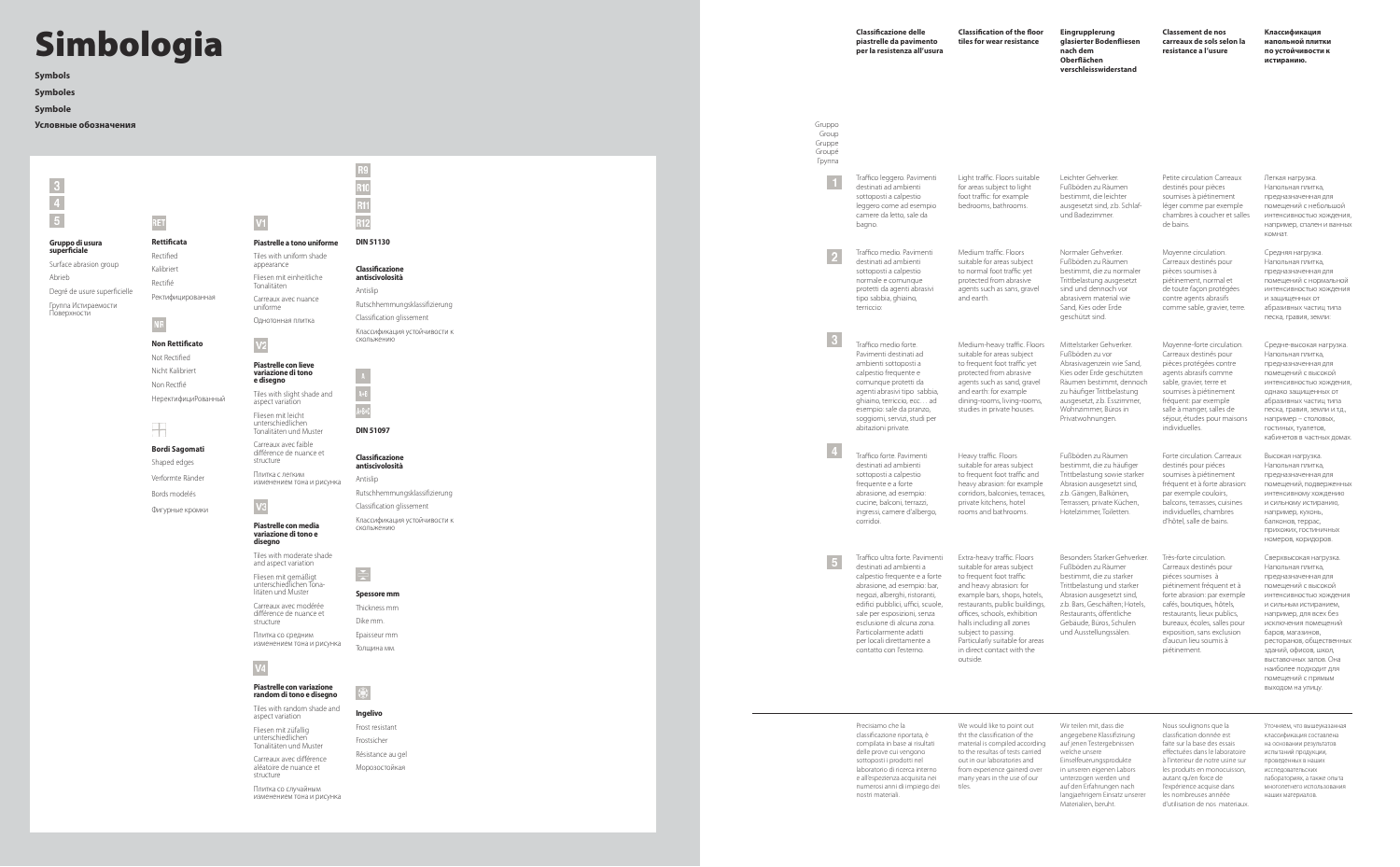# Simbologia

**Symbols**

**Symboles**

**Symbole**

**Условные обозначения**

3
4
5

**Gruppo di usura superficiale**

Surface abrasion group

Abrieb

Degré de usure superficielle

Группа Истираемости Поверхности

RET

**Rettificata**

Rectified

Kalibriert

Rectifié

Ректифицированная

NR

**Non Rettificato**

Not Rectified

Nicht Kalibriert

Non Rectifié

НеректифициРованный

**Bordi Sagomati**

Shaped edges

Verformte Ränder

Bords modelés

Фигурные кромки

V1

**Piastrelle a tono uniforme**

Tiles with uniform shade appearance

Fliesen mit einheitliche Tonalitäten

Carreaux avec nuance uniforme

Однотонная плитка

V2

**Piastrelle con lieve variazione di tono e disegno**

Tiles with slight shade and aspect variation

Fliesen mit leicht unterschiedlichen Tonalitäten und Muster

Carreaux avec faible différence de nuance et structure

Плитка с легким изменением тона и рисунка

V3

**Piastrelle con media variazione di tono e disegno**

Tiles with moderate shade and aspect variation

Fliesen mit gemäßigt unterschiedlichen Tonalitäten und Muster

Carreaux avec modérée différence de nuance et structure

Плитка со средним изменением тона и рисунка

V4

**Piastrelle con variazione random di tono e disegno**

Tiles with random shade and aspect variation

Fliesen mit zufällig unterschiedlichen Tonalitäten und Muster

Carreaux avec différence aléatoire de nuance et structure

Плитка со случайным изменением тона и рисунка

R9
R10
R11
R12

**DIN 51130**

**Classificazione antiscivolosità**

Antislip

Rutschhemmungsklassifizierung

Classification glissement

Классификация устойчивости к скольжению

A
A+B
A+B+C

**DIN 51097**

**Classificazione antiscivolosità**

Antislip

Rutschhemmungsklassifizierung

Classification glissement

Классификация устойчивости к скольжению

**Spessore mm**

Thickness mm

Dike mm.

Epaisseur mm

Толщина мм.

**Ingelivo**

Frost resistant

Frostsicher

Résistance au gel

Морозостойкая

| Gruppo / Group / Gruppe / Groupé / Группа | Classificazione delle piastrelle da pavimento per la resistenza all'usura | Classification of the floor tiles for wear resistance | Eingrupplerung glasierter Bodenfliesen nach dem Oberflächen verschleisswiderstand | Classement de nos carreaux de sols selon la resistance a l'usure | Классификация напольной плитки по устойчивости к истиранию. |
|---|---|---|---|---|---|
| 1 | Traffico leggero. Pavimenti destinati ad ambienti sottoposti a calpestio leggero come ad esempio camere da letto, sale da bagno. | Light traffic. Floors suitable for areas subject to light foot traffic: for example bedrooms, bathrooms. | Leichter Gehverker. Fußböden zu Räumen bestimmt, die leichter ausgesetzt sind, z.b. Schlaf- und Badezimmer. | Petite circulation. Carreaux destinés pour pièces soumises à piétinement léger comme par exemple chambres à coucher et salles de bains | Легкая нагрузка. Напольная плитка, предназначенная для помещений с небольшой интенсивностью хождения, например, спален и ванных комнат. |
| 2 | Traffico medio. Pavimenti destinati ad ambienti sottoposti a calpestio normale e comunque protetti da agenti abrasivi tipo sabbia, ghiaino, terriccio. | Medium traffic. Floors suitable for areas subject to normal foot traffic yet protected from abrasive agents such as sans, gravel and earth. | Normaler Gehverker. Fußböden zu Räumen bestimmt, die zu normaler Trittbelastung ausgesetzt sind und dennoch vor abrasivem material wie Sand, Kies oder Erde geschützt sind. | Moyenne circulation. Carreaux destinés pour pièces soumises à piétinement, normal et de toute façon protégées contre agents abrasifs comme sable, gravier, terre. | Средняя нагрузка. Напольная плитка, предназначенная для помещений с нормальной интенсивностью хождения и защищенных от абразивных частиц типа песка, гравия, земли. |
| 3 | Traffico medio forte. Pavimenti destinati ad ambienti sottoposti a calpestio frequente e comunque protetti da agenti abrasivi tipo sabbia, ghiaino, terriccio, ecc. . . ad esempio: sale da pranzo, soggiorni, servizi, studi per abitazioni private. | Medium-heavy traffic. Floors suitable for areas subject to frequent foot traffic yet protected from abrasive agents such as sand, gravel and earth: for example dining-rooms, living-rooms, studies in private houses. | Mittelstarker Gehverker. Fußböden zu vor Abrasivagenzein wie Sand, Kies oder Erde geschützten Räumen bestimmt, dennoch zu häufiger Trittbelastung ausgesetzt, z.b. Esszimmer, Wohnzimmer, Büros in Privatwohnungen. | Moyenne-forte circulation. Carreaux destinés pour pièces protégées contre agents abrasifs comme sable, gravier, terre et soumises à piétinement fréquent: par exemple salle à manger, salles de séjour, études pour maisons individuelles | Средне-высокая нагрузка. Напольная плитка, предназначенная для помещений с высокой интенсивностью хождения, однако защищенных от абразивных частиц типа песка, гравия, земли и т.д., например – столовых, гостиных, туалетов, кабинетов в частных домах. |
| 4 | Traffico forte. Pavimenti destinati ad ambienti sottoposti a calpestio frequente e a forte abrasione, ad esempio: cucine, balconi, terrazzi, ingressi, camere d'albergo, corridoi. | Heavy traffic. Floors suitable for areas subject to frequent foot traffic and heavy abrasion: for example corridors, balconies, terraces, private kitchens, hotel rooms and bathrooms. | Fußböden zu Räumen bestimmt, die zu häufiger Trittbelastung sowie starker Abrasion ausgesetzt sind, z.b. Gängen, Balkönen, Terrassen, private Küchen, Hotelzimmer, Toiletten. | Forte circulation. Carreaux destinés pour pièces soumises à piétinement fréquent et à forte abrasion: par exemple couloirs, balcons, terrasses, cuisines individuelles, chambres d'hôtel, salle de bains. | Высокая нагрузка. Напольная плитка, предназначенная для помещений, подверженных интенсивному хождению и сильному истиранию, например, кухонь, балконов, террас, прихожих, гостиничных номеров, коридоров. |
| 5 | Traffico ultra forte. Pavimenti destinati ad ambienti a calpestio frequente e a forte abrasione, ad esempio: bar, negozi, alberghi, ristoranti, edifici pubblici, uffici, scuole, sale per esposizioni, senza esclusione di alcuna zona. Particolarmente adatti per locali direttamente a contatto con l'esterno. | Extra-heavy traffic. Floors suitable for areas subject to frequent foot traffic and heavy abrasion: for example bars, shops, hotels, restaurants, public buildings, offices, schools, exhibition halls including all zones subject to passing. Particularly suitable for areas in direct contact with the outside. | Besonders Starker Gehverker. Fußböden zu Räumer bestimmt, die zu starker Trittbelastung und starker. Abrasion ausgesetzt sind, z.b. Bars, Geschäften, Hotels, Restaurants, öffentliche Gebäude, Büros, Schulen und Ausstellungssälen. | Très-forte circulation. Carreaux destinés pour pièces soumises à piétinement fréquent et à forte abrasion: par exemple cafés, boutiques, hôtels, restaurants, lieux publics, bureaux, écoles, salles pour exposition, sans exclusion d'aucun lieu soumis à piétinement. | Сверхвысокая нагрузка. Напольная плитка, предназначенная для помещений с высокой интенсивностью хождения и сильным истиранием, например, для всех без исключения помещений баров, магазинов, ресторанов, общественных зданий, офисов, школ, выставочных залов. Она наиболее подходит для помещений с прямым выходом на улицу. |

Precisiamo che la classificazione riportata, è compilata in base ai risultati delle prove cui vengono sottoposti i prodotti nel laboratorio di ricerca interno e all'esperienza acquisita nei numerosi anni di impiego dei nostri materiali.

We would like to point out tht the classification of the material is compiled according to the results of tests carried out in our laboratories and from experience gained over many years in the use of our tiles.

Wir teilen mit, dass die angegebene Klassifizirung auf jenen Testergebnissen welche unsere Einsölfeuerungsprodukte in unseren eigenen Labors unterzogen werden und auf den Erfahrungen nach langjaehrigem Einsatz unserer Materialen, beruht.

Nous soulignons que la classification donnée est faite sur la base des essais effectuées dans le laboratoire à l'interieur de notre usine sur les produits en monocuisson, autant qu'en force de l'expérience acquise dans les nombreuses années d'utilisation de nos materiaux.

Уточняем, что вышеуказанная классификация составлена на основании результатов испытаний продукции, проведенных в наших исследовательских лабораториях, а также опыта многолетнего использования наших материалов.